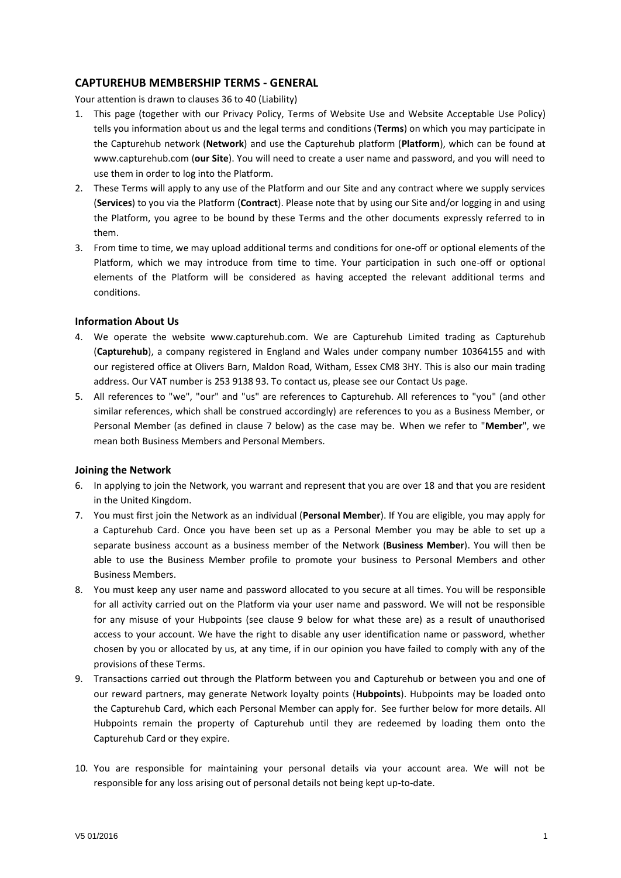## CAPTUREHUB MEMBERSHIP TERMS - GENERAL

Your attention is drawn to clauses 36 to 40 (Liability)

1. This page (together with our Privacy Policy, Terms of Website Use and Website Acceptable Use Policy) tells you information about us and the legal terms and conditions (**Terms**) on which you may participate in the Capturehub network (**Network**) and use the Capturehub platform (**Platform**), which can be found at www.capturehub.com (**our Site**). You will need to create a user name and password, and you will need to use them in order to log into the Platform.
2. These Terms will apply to any use of the Platform and our Site and any contract where we supply services (**Services**) to you via the Platform (**Contract**). Please note that by using our Site and/or logging in and using the Platform, you agree to be bound by these Terms and the other documents expressly referred to in them.
3. From time to time, we may upload additional terms and conditions for one-off or optional elements of the Platform, which we may introduce from time to time. Your participation in such one-off or optional elements of the Platform will be considered as having accepted the relevant additional terms and conditions.

### Information About Us

4. We operate the website www.capturehub.com. We are Capturehub Limited trading as Capturehub (**Capturehub**), a company registered in England and Wales under company number 10364155 and with our registered office at Olivers Barn, Maldon Road, Witham, Essex CM8 3HY. This is also our main trading address. Our VAT number is 253 9138 93. To contact us, please see our Contact Us page.
5. All references to "we", "our" and "us" are references to Capturehub. All references to "you" (and other similar references, which shall be construed accordingly) are references to you as a Business Member, or Personal Member (as defined in clause 7 below) as the case may be. When we refer to "**Member**", we mean both Business Members and Personal Members.

### Joining the Network

6. In applying to join the Network, you warrant and represent that you are over 18 and that you are resident in the United Kingdom.
7. You must first join the Network as an individual (**Personal Member**). If You are eligible, you may apply for a Capturehub Card. Once you have been set up as a Personal Member you may be able to set up a separate business account as a business member of the Network (**Business Member**). You will then be able to use the Business Member profile to promote your business to Personal Members and other Business Members.
8. You must keep any user name and password allocated to you secure at all times. You will be responsible for all activity carried out on the Platform via your user name and password. We will not be responsible for any misuse of your Hubpoints (see clause 9 below for what these are) as a result of unauthorised access to your account. We have the right to disable any user identification name or password, whether chosen by you or allocated by us, at any time, if in our opinion you have failed to comply with any of the provisions of these Terms.
9. Transactions carried out through the Platform between you and Capturehub or between you and one of our reward partners, may generate Network loyalty points (**Hubpoints**). Hubpoints may be loaded onto the Capturehub Card, which each Personal Member can apply for. See further below for more details. All Hubpoints remain the property of Capturehub until they are redeemed by loading them onto the Capturehub Card or they expire.
10. You are responsible for maintaining your personal details via your account area. We will not be responsible for any loss arising out of personal details not being kept up-to-date.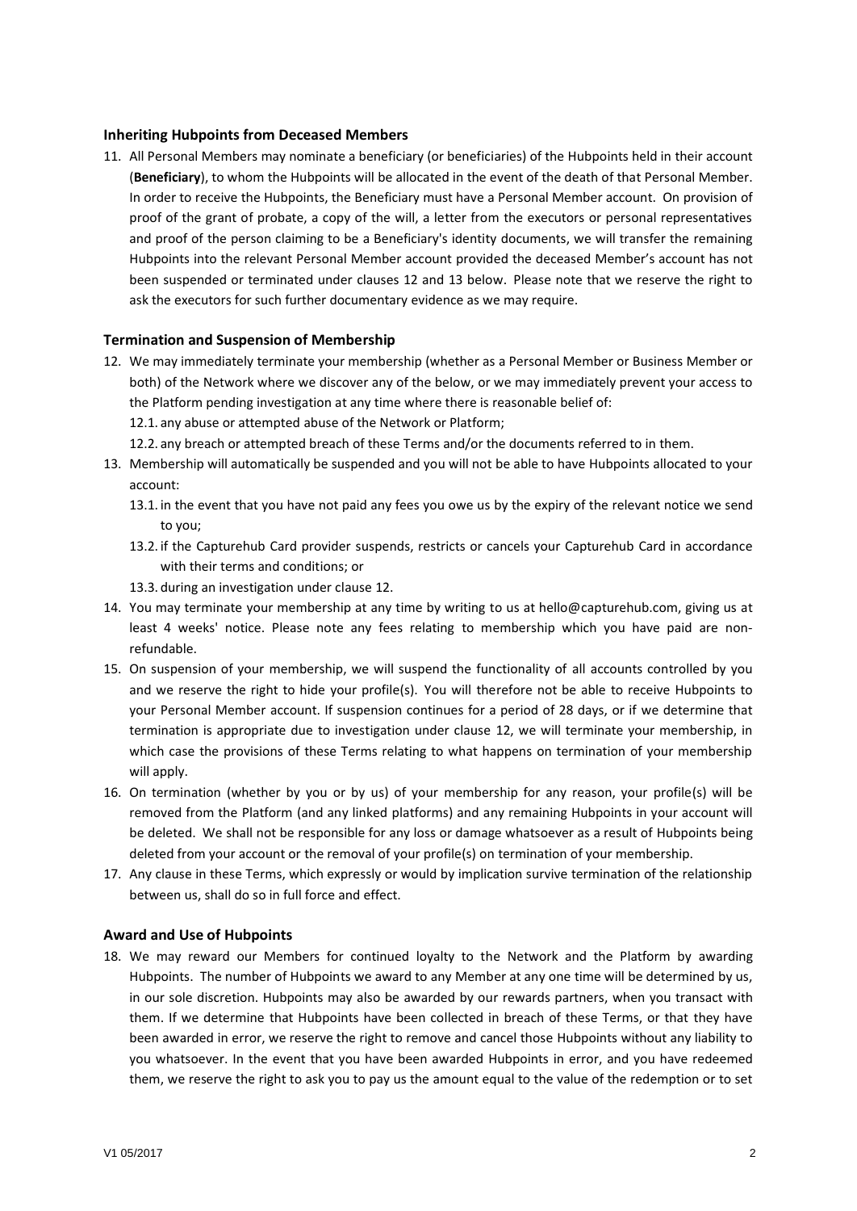### Inheriting Hubpoints from Deceased Members

11. All Personal Members may nominate a beneficiary (or beneficiaries) of the Hubpoints held in their account (**Beneficiary**), to whom the Hubpoints will be allocated in the event of the death of that Personal Member. In order to receive the Hubpoints, the Beneficiary must have a Personal Member account. On provision of proof of the grant of probate, a copy of the will, a letter from the executors or personal representatives and proof of the person claiming to be a Beneficiary's identity documents, we will transfer the remaining Hubpoints into the relevant Personal Member account provided the deceased Member's account has not been suspended or terminated under clauses 12 and 13 below. Please note that we reserve the right to ask the executors for such further documentary evidence as we may require.

### Termination and Suspension of Membership

12. We may immediately terminate your membership (whether as a Personal Member or Business Member or both) of the Network where we discover any of the below, or we may immediately prevent your access to the Platform pending investigation at any time where there is reasonable belief of:
    - 12.1. any abuse or attempted abuse of the Network or Platform;
    - 12.2. any breach or attempted breach of these Terms and/or the documents referred to in them.
13. Membership will automatically be suspended and you will not be able to have Hubpoints allocated to your account:
    - 13.1. in the event that you have not paid any fees you owe us by the expiry of the relevant notice we send to you;
    - 13.2. if the Capturehub Card provider suspends, restricts or cancels your Capturehub Card in accordance with their terms and conditions; or
    - 13.3. during an investigation under clause 12.
14. You may terminate your membership at any time by writing to us at hello@capturehub.com, giving us at least 4 weeks' notice. Please note any fees relating to membership which you have paid are non-refundable.
15. On suspension of your membership, we will suspend the functionality of all accounts controlled by you and we reserve the right to hide your profile(s). You will therefore not be able to receive Hubpoints to your Personal Member account. If suspension continues for a period of 28 days, or if we determine that termination is appropriate due to investigation under clause 12, we will terminate your membership, in which case the provisions of these Terms relating to what happens on termination of your membership will apply.
16. On termination (whether by you or by us) of your membership for any reason, your profile(s) will be removed from the Platform (and any linked platforms) and any remaining Hubpoints in your account will be deleted. We shall not be responsible for any loss or damage whatsoever as a result of Hubpoints being deleted from your account or the removal of your profile(s) on termination of your membership.
17. Any clause in these Terms, which expressly or would by implication survive termination of the relationship between us, shall do so in full force and effect.

### Award and Use of Hubpoints

18. We may reward our Members for continued loyalty to the Network and the Platform by awarding Hubpoints. The number of Hubpoints we award to any Member at any one time will be determined by us, in our sole discretion. Hubpoints may also be awarded by our rewards partners, when you transact with them. If we determine that Hubpoints have been collected in breach of these Terms, or that they have been awarded in error, we reserve the right to remove and cancel those Hubpoints without any liability to you whatsoever. In the event that you have been awarded Hubpoints in error, and you have redeemed them, we reserve the right to ask you to pay us the amount equal to the value of the redemption or to set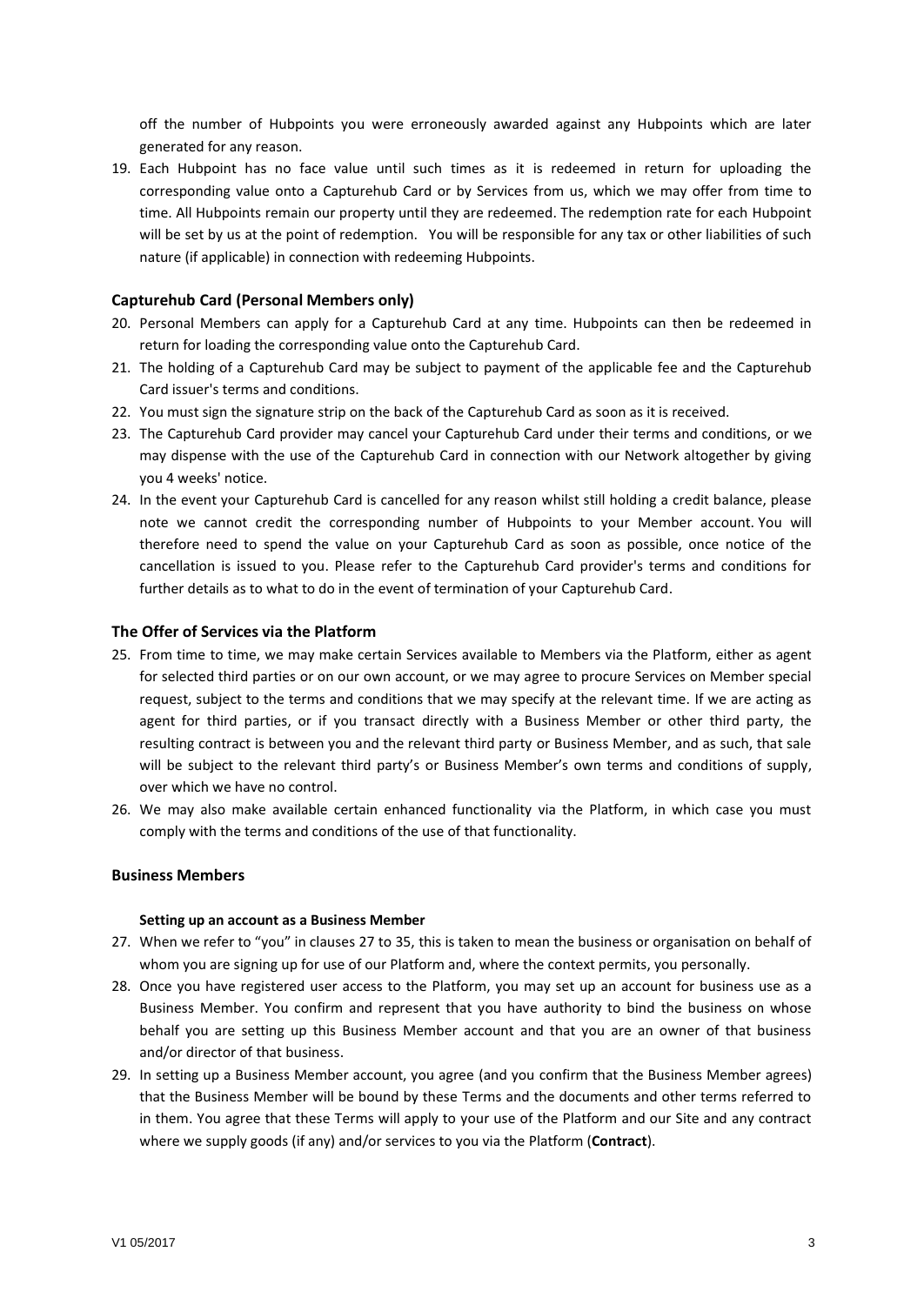off the number of Hubpoints you were erroneously awarded against any Hubpoints which are later generated for any reason.

19. Each Hubpoint has no face value until such times as it is redeemed in return for uploading the corresponding value onto a Capturehub Card or by Services from us, which we may offer from time to time. All Hubpoints remain our property until they are redeemed. The redemption rate for each Hubpoint will be set by us at the point of redemption. You will be responsible for any tax or other liabilities of such nature (if applicable) in connection with redeeming Hubpoints.

### Capturehub Card (Personal Members only)

20. Personal Members can apply for a Capturehub Card at any time. Hubpoints can then be redeemed in return for loading the corresponding value onto the Capturehub Card.
21. The holding of a Capturehub Card may be subject to payment of the applicable fee and the Capturehub Card issuer's terms and conditions.
22. You must sign the signature strip on the back of the Capturehub Card as soon as it is received.
23. The Capturehub Card provider may cancel your Capturehub Card under their terms and conditions, or we may dispense with the use of the Capturehub Card in connection with our Network altogether by giving you 4 weeks' notice.
24. In the event your Capturehub Card is cancelled for any reason whilst still holding a credit balance, please note we cannot credit the corresponding number of Hubpoints to your Member account. You will therefore need to spend the value on your Capturehub Card as soon as possible, once notice of the cancellation is issued to you. Please refer to the Capturehub Card provider's terms and conditions for further details as to what to do in the event of termination of your Capturehub Card.

### The Offer of Services via the Platform

25. From time to time, we may make certain Services available to Members via the Platform, either as agent for selected third parties or on our own account, or we may agree to procure Services on Member special request, subject to the terms and conditions that we may specify at the relevant time. If we are acting as agent for third parties, or if you transact directly with a Business Member or other third party, the resulting contract is between you and the relevant third party or Business Member, and as such, that sale will be subject to the relevant third party's or Business Member's own terms and conditions of supply, over which we have no control.
26. We may also make available certain enhanced functionality via the Platform, in which case you must comply with the terms and conditions of the use of that functionality.

### Business Members

#### Setting up an account as a Business Member

27. When we refer to "you" in clauses 27 to 35, this is taken to mean the business or organisation on behalf of whom you are signing up for use of our Platform and, where the context permits, you personally.
28. Once you have registered user access to the Platform, you may set up an account for business use as a Business Member. You confirm and represent that you have authority to bind the business on whose behalf you are setting up this Business Member account and that you are an owner of that business and/or director of that business.
29. In setting up a Business Member account, you agree (and you confirm that the Business Member agrees) that the Business Member will be bound by these Terms and the documents and other terms referred to in them. You agree that these Terms will apply to your use of the Platform and our Site and any contract where we supply goods (if any) and/or services to you via the Platform (**Contract**).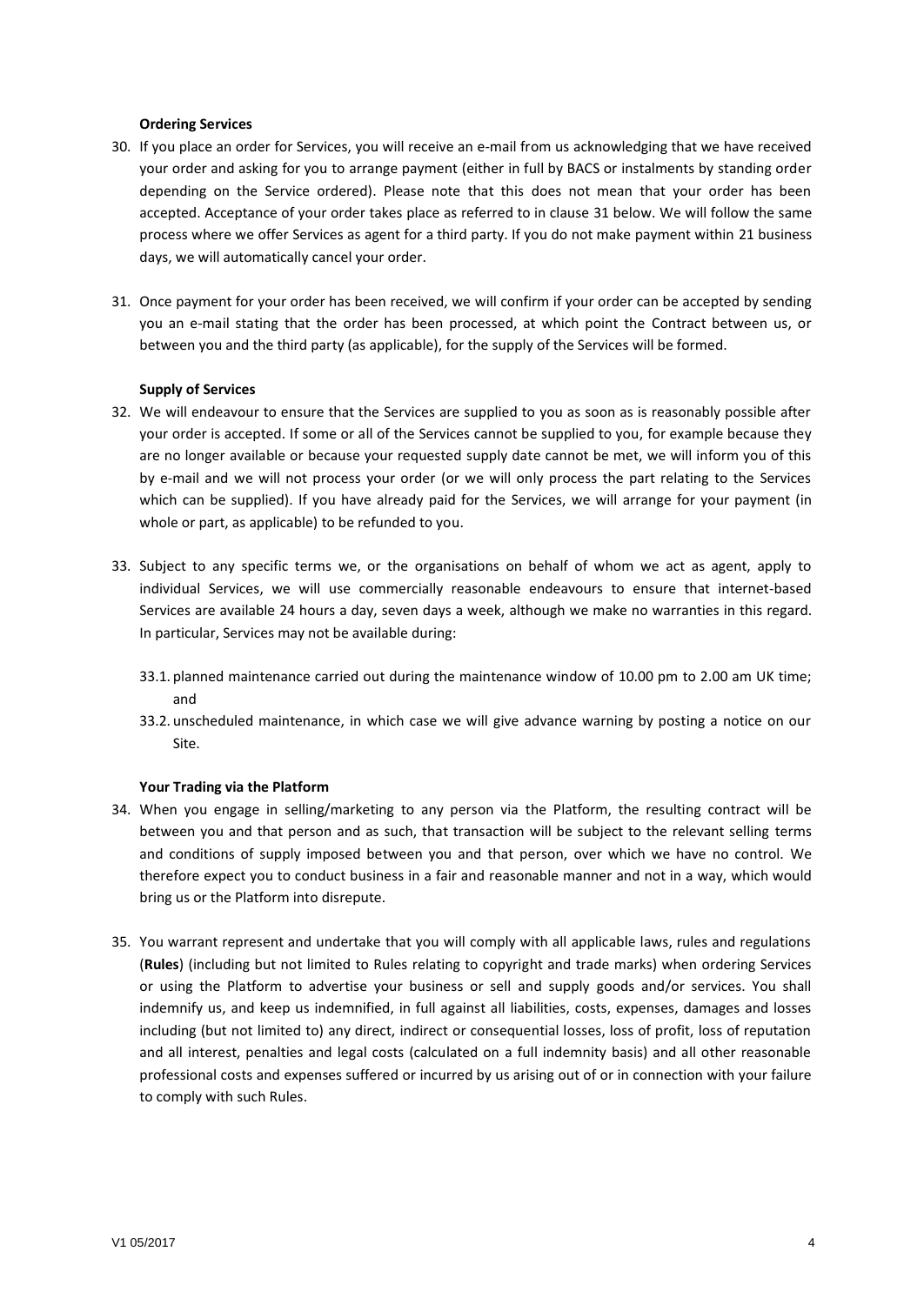**Ordering Services**

30. If you place an order for Services, you will receive an e-mail from us acknowledging that we have received your order and asking for you to arrange payment (either in full by BACS or instalments by standing order depending on the Service ordered). Please note that this does not mean that your order has been accepted. Acceptance of your order takes place as referred to in clause 31 below. We will follow the same process where we offer Services as agent for a third party. If you do not make payment within 21 business days, we will automatically cancel your order.

31. Once payment for your order has been received, we will confirm if your order can be accepted by sending you an e-mail stating that the order has been processed, at which point the Contract between us, or between you and the third party (as applicable), for the supply of the Services will be formed.

**Supply of Services**

32. We will endeavour to ensure that the Services are supplied to you as soon as is reasonably possible after your order is accepted. If some or all of the Services cannot be supplied to you, for example because they are no longer available or because your requested supply date cannot be met, we will inform you of this by e-mail and we will not process your order (or we will only process the part relating to the Services which can be supplied). If you have already paid for the Services, we will arrange for your payment (in whole or part, as applicable) to be refunded to you.

33. Subject to any specific terms we, or the organisations on behalf of whom we act as agent, apply to individual Services, we will use commercially reasonable endeavours to ensure that internet-based Services are available 24 hours a day, seven days a week, although we make no warranties in this regard. In particular, Services may not be available during:

    33.1. planned maintenance carried out during the maintenance window of 10.00 pm to 2.00 am UK time; and

    33.2. unscheduled maintenance, in which case we will give advance warning by posting a notice on our Site.

**Your Trading via the Platform**

34. When you engage in selling/marketing to any person via the Platform, the resulting contract will be between you and that person and as such, that transaction will be subject to the relevant selling terms and conditions of supply imposed between you and that person, over which we have no control. We therefore expect you to conduct business in a fair and reasonable manner and not in a way, which would bring us or the Platform into disrepute.

35. You warrant represent and undertake that you will comply with all applicable laws, rules and regulations (**Rules**) (including but not limited to Rules relating to copyright and trade marks) when ordering Services or using the Platform to advertise your business or sell and supply goods and/or services. You shall indemnify us, and keep us indemnified, in full against all liabilities, costs, expenses, damages and losses including (but not limited to) any direct, indirect or consequential losses, loss of profit, loss of reputation and all interest, penalties and legal costs (calculated on a full indemnity basis) and all other reasonable professional costs and expenses suffered or incurred by us arising out of or in connection with your failure to comply with such Rules.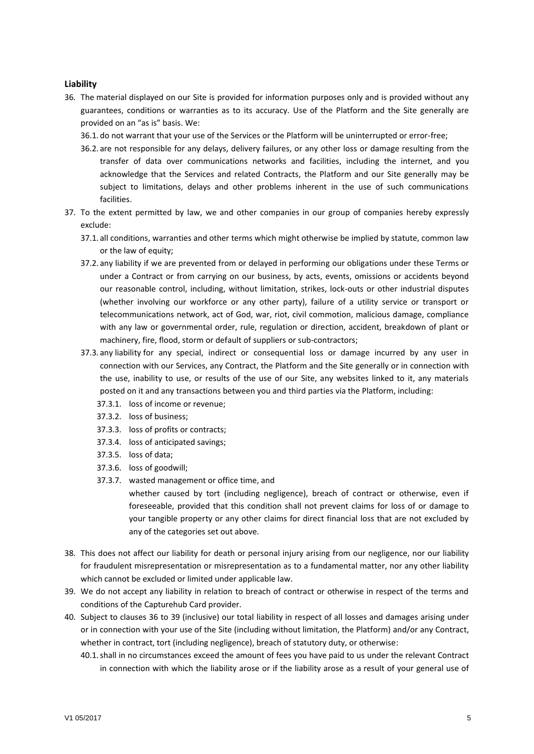### Liability

36. The material displayed on our Site is provided for information purposes only and is provided without any guarantees, conditions or warranties as to its accuracy. Use of the Platform and the Site generally are provided on an "as is" basis. We:
    36.1. do not warrant that your use of the Services or the Platform will be uninterrupted or error-free;
    36.2. are not responsible for any delays, delivery failures, or any other loss or damage resulting from the transfer of data over communications networks and facilities, including the internet, and you acknowledge that the Services and related Contracts, the Platform and our Site generally may be subject to limitations, delays and other problems inherent in the use of such communications facilities.
37. To the extent permitted by law, we and other companies in our group of companies hereby expressly exclude:
    37.1. all conditions, warranties and other terms which might otherwise be implied by statute, common law or the law of equity;
    37.2. any liability if we are prevented from or delayed in performing our obligations under these Terms or under a Contract or from carrying on our business, by acts, events, omissions or accidents beyond our reasonable control, including, without limitation, strikes, lock-outs or other industrial disputes (whether involving our workforce or any other party), failure of a utility service or transport or telecommunications network, act of God, war, riot, civil commotion, malicious damage, compliance with any law or governmental order, rule, regulation or direction, accident, breakdown of plant or machinery, fire, flood, storm or default of suppliers or sub-contractors;
    37.3. any liability for any special, indirect or consequential loss or damage incurred by any user in connection with our Services, any Contract, the Platform and the Site generally or in connection with the use, inability to use, or results of the use of our Site, any websites linked to it, any materials posted on it and any transactions between you and third parties via the Platform, including:
        37.3.1. loss of income or revenue;
        37.3.2. loss of business;
        37.3.3. loss of profits or contracts;
        37.3.4. loss of anticipated savings;
        37.3.5. loss of data;
        37.3.6. loss of goodwill;
        37.3.7. wasted management or office time, and

        whether caused by tort (including negligence), breach of contract or otherwise, even if foreseeable, provided that this condition shall not prevent claims for loss of or damage to your tangible property or any other claims for direct financial loss that are not excluded by any of the categories set out above.
38. This does not affect our liability for death or personal injury arising from our negligence, nor our liability for fraudulent misrepresentation or misrepresentation as to a fundamental matter, nor any other liability which cannot be excluded or limited under applicable law.
39. We do not accept any liability in relation to breach of contract or otherwise in respect of the terms and conditions of the Capturehub Card provider.
40. Subject to clauses 36 to 39 (inclusive) our total liability in respect of all losses and damages arising under or in connection with your use of the Site (including without limitation, the Platform) and/or any Contract, whether in contract, tort (including negligence), breach of statutory duty, or otherwise:
    40.1. shall in no circumstances exceed the amount of fees you have paid to us under the relevant Contract in connection with which the liability arose or if the liability arose as a result of your general use of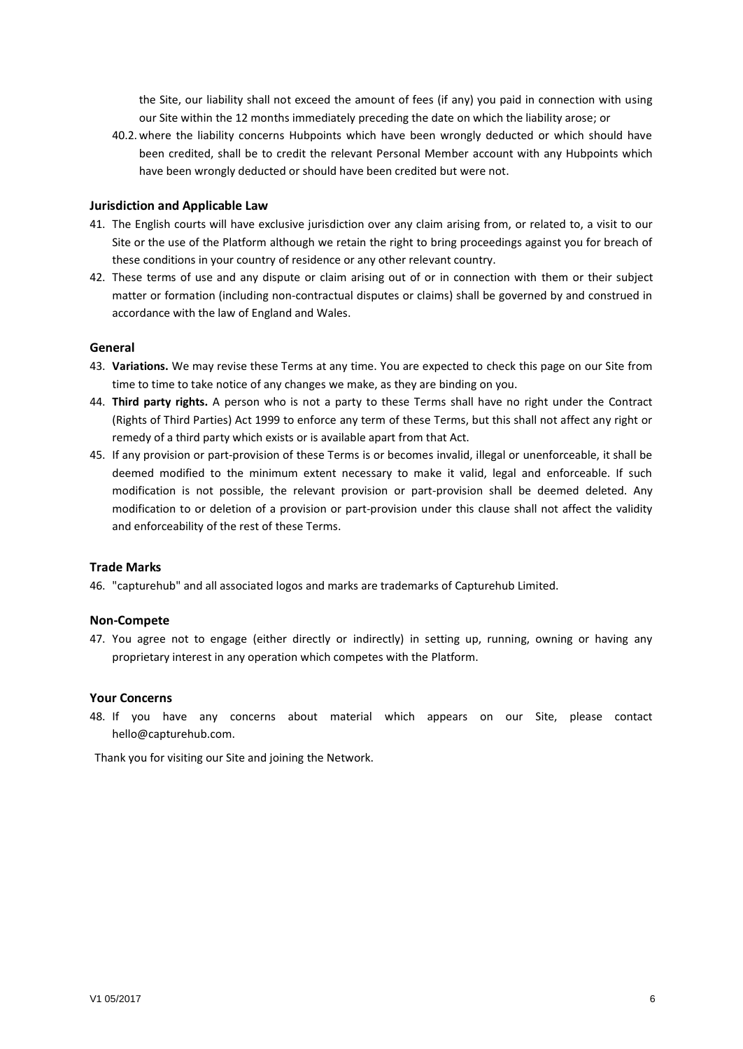the Site, our liability shall not exceed the amount of fees (if any) you paid in connection with using our Site within the 12 months immediately preceding the date on which the liability arose; or

40.2. where the liability concerns Hubpoints which have been wrongly deducted or which should have been credited, shall be to credit the relevant Personal Member account with any Hubpoints which have been wrongly deducted or should have been credited but were not.

### Jurisdiction and Applicable Law

41. The English courts will have exclusive jurisdiction over any claim arising from, or related to, a visit to our Site or the use of the Platform although we retain the right to bring proceedings against you for breach of these conditions in your country of residence or any other relevant country.
42. These terms of use and any dispute or claim arising out of or in connection with them or their subject matter or formation (including non-contractual disputes or claims) shall be governed by and construed in accordance with the law of England and Wales.

### General

43. **Variations.** We may revise these Terms at any time. You are expected to check this page on our Site from time to time to take notice of any changes we make, as they are binding on you.
44. **Third party rights.** A person who is not a party to these Terms shall have no right under the Contract (Rights of Third Parties) Act 1999 to enforce any term of these Terms, but this shall not affect any right or remedy of a third party which exists or is available apart from that Act.
45. If any provision or part-provision of these Terms is or becomes invalid, illegal or unenforceable, it shall be deemed modified to the minimum extent necessary to make it valid, legal and enforceable. If such modification is not possible, the relevant provision or part-provision shall be deemed deleted. Any modification to or deletion of a provision or part-provision under this clause shall not affect the validity and enforceability of the rest of these Terms.

### Trade Marks

46. "capturehub" and all associated logos and marks are trademarks of Capturehub Limited.

### Non-Compete

47. You agree not to engage (either directly or indirectly) in setting up, running, owning or having any proprietary interest in any operation which competes with the Platform.

### Your Concerns

48. If you have any concerns about material which appears on our Site, please contact hello@capturehub.com.

Thank you for visiting our Site and joining the Network.

V1 05/2017